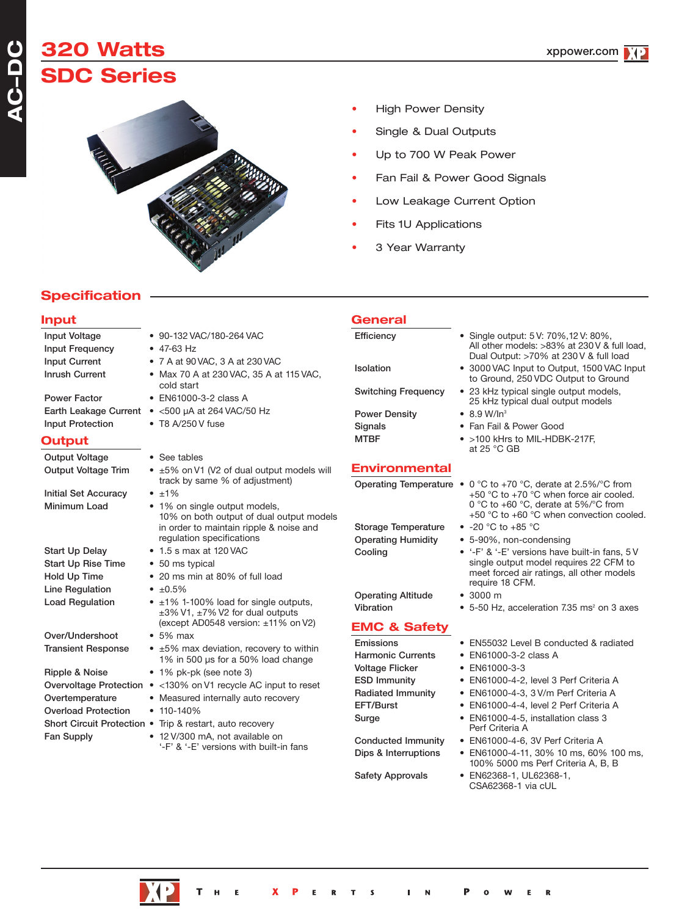# 320 Watts
# SDC Series

- High Power Density
- Single & Dual Outputs
- Up to 700 W Peak Power
- Fan Fail & Power Good Signals
- Low Leakage Current Option
- Fits 1U Applications
- 3 Year Warranty

## Specification

### Input

| | |
|---|---|
| Input Voltage | • 90-132 VAC/180-264 VAC |
| Input Frequency | • 47-63 Hz |
| Input Current | • 7 A at 90 VAC, 3 A at 230 VAC |
| Inrush Current | • Max 70 A at 230 VAC, 35 A at 115 VAC, cold start |
| Power Factor | • EN61000-3-2 class A |
| Earth Leakage Current | • <500 µA at 264 VAC/50 Hz |
| Input Protection | • T8 A/250 V fuse |

### Output

| | |
|---|---|
| Output Voltage | • See tables |
| Output Voltage Trim | • ±5% on V1 (V2 of dual output models will track by same % of adjustment) |
| Initial Set Accuracy | • ±1% |
| Minimum Load | • 1% on single output models, 10% on both output of dual output models in order to maintain ripple & noise and regulation specifications |
| Start Up Delay | • 1.5 s max at 120 VAC |
| Start Up Rise Time | • 50 ms typical |
| Hold Up Time | • 20 ms min at 80% of full load |
| Line Regulation | • ±0.5% |
| Load Regulation | • ±1% 1-100% load for single outputs, ±3% V1, ±7% V2 for dual outputs (except AD0548 version: ±11% on V2) |
| Over/Undershoot | • 5% max |
| Transient Response | • ±5% max deviation, recovery to within 1% in 500 µs for a 50% load change |
| Ripple & Noise | • 1% pk-pk (see note 3) |
| Overvoltage Protection | • <130% on V1 recycle AC input to reset |
| Overtemperature | • Measured internally auto recovery |
| Overload Protection | • 110-140% |
| Short Circuit Protection | • Trip & restart, auto recovery |
| Fan Supply | • 12 V/300 mA, not available on '-F' & '-E' versions with built-in fans |

### General

| | |
|---|---|
| Efficiency | • Single output: 5 V: 70%, 12 V: 80%, All other models: >83% at 230 V & full load, Dual Output: >70% at 230 V & full load |
| Isolation | • 3000 VAC Input to Output, 1500 VAC Input to Ground, 250 VDC Output to Ground |
| Switching Frequency | • 23 kHz typical single output models, 25 kHz typical dual output models |
| Power Density | • 8.9 W/In$^3$ |
| Signals | • Fan Fail & Power Good |
| MTBF | • >100 kHrs to MIL-HDBK-217F, at 25 °C GB |

### Environmental

| | |
|---|---|
| Operating Temperature | • 0 °C to +70 °C, derate at 2.5%/°C from +50 °C to +70 °C when force air cooled. 0 °C to +60 °C, derate at 5%/°C from +50 °C to +60 °C when convection cooled. |
| Storage Temperature | • -20 °C to +85 °C |
| Operating Humidity | • 5-90%, non-condensing |
| Cooling | • '-F' & '-E' versions have built-in fans, 5 V single output model requires 22 CFM to meet forced air ratings, all other models require 18 CFM. |
| Operating Altitude | • 3000 m |
| Vibration | • 5-50 Hz, acceleration 7.35 ms$^2$ on 3 axes |

### EMC & Safety

| | |
|---|---|
| Emissions | • EN55032 Level B conducted & radiated |
| Harmonic Currents | • EN61000-3-2 class A |
| Voltage Flicker | • EN61000-3-3 |
| ESD Immunity | • EN61000-4-2, level 3 Perf Criteria A |
| Radiated Immunity | • EN61000-4-3, 3 V/m Perf Criteria A |
| EFT/Burst | • EN61000-4-4, level 2 Perf Criteria A |
| Surge | • EN61000-4-5, installation class 3 Perf Criteria A |
| Conducted Immunity | • EN61000-4-6, 3V Perf Criteria A |
| Dips & Interruptions | • EN61000-4-11, 30% 10 ms, 60% 100 ms, 100% 5000 ms Perf Criteria A, B, B |
| Safety Approvals | • EN62368-1, UL62368-1, CSA62368-1 via cUL |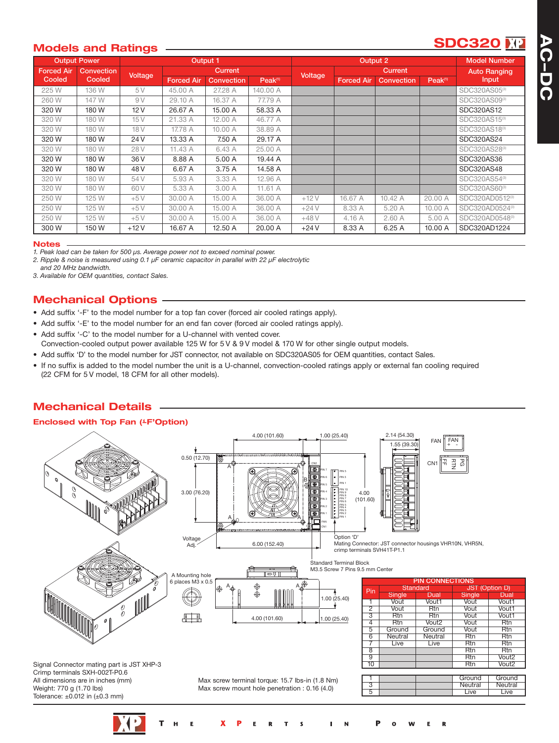## Models and Ratings

**SDC320**

| Output Power | | Output 1 | | | | Output 2 | | | | Model Number |
|---|---|---|---|---|---|---|---|---|---|---|
| Forced Air Cooled | Convection Cooled | Voltage | Current | | | Voltage | Current | | | Auto Ranging Input |
| | | | Forced Air | Convection | Peak[1] | | Forced Air | Convection | Peak[1] | |
| 225 W | 136 W | 5 V | 45.00 A | 27.28 A | 140.00 A | | | | | SDC320AS05[3] |
| 260 W | 147 W | 9 V | 29.10 A | 16.37 A | 77.79 A | | | | | SDC320AS09[3] |
| 320 W | 180 W | 12 V | 26.67 A | 15.00 A | 58.33 A | | | | | SDC320AS12 |
| 320 W | 180 W | 15 V | 21.33 A | 12.00 A | 46.77 A | | | | | SDC320AS15[3] |
| 320 W | 180 W | 18 V | 17.78 A | 10.00 A | 38.89 A | | | | | SDC320AS18[3] |
| 320 W | 180 W | 24 V | 13.33 A | 7.50 A | 29.17 A | | | | | SDC320AS24 |
| 320 W | 180 W | 28 V | 11.43 A | 6.43 A | 25.00 A | | | | | SDC320AS28[3] |
| 320 W | 180 W | 36 V | 8.88 A | 5.00 A | 19.44 A | | | | | SDC320AS36 |
| 320 W | 180 W | 48 V | 6.67 A | 3.75 A | 14.58 A | | | | | SDC320AS48 |
| 320 W | 180 W | 54 V | 5.93 A | 3.33 A | 12.96 A | | | | | SDC320AS54[3] |
| 320 W | 180 W | 60 V | 5.33 A | 3.00 A | 11.61 A | | | | | SDC320AS60[3] |
| 250 W | 125 W | +5 V | 30.00 A | 15.00 A | 36.00 A | +12 V | 16.67 A | 10.42 A | 20.00 A | SDC320AD0512[3] |
| 250 W | 125 W | +5 V | 30.00 A | 15.00 A | 36.00 A | +24 V | 8.33 A | 5.20 A | 10.00 A | SDC320AD0524[3] |
| 250 W | 125 W | +5 V | 30.00 A | 15.00 A | 36.00 A | +48 V | 4.16 A | 2.60 A | 5.00 A | SDC320AD0548[3] |
| 300 W | 150 W | +12 V | 16.67 A | 12.50 A | 20.00 A | +24 V | 8.33 A | 6.25 A | 10.00 A | SDC320AD1224 |

### Notes

1. *Peak load can be taken for 500 µs. Average power not to exceed nominal power.*
2. *Ripple & noise is measured using 0.1 µF ceramic capacitor in parallel with 22 µF electrolytic and 20 MHz bandwidth.*
3. *Available for OEM quantities, contact Sales.*

## Mechanical Options

- Add suffix '-F' to the model number for a top fan cover (forced air cooled ratings apply).
- Add suffix '-E' to the model number for an end fan cover (forced air cooled ratings apply).
- Add suffix '-C' to the model number for a U-channel with vented cover. Convection-cooled output power available 125 W for 5 V & 9 V model & 170 W for other single output models.
- Add suffix 'D' to the model number for JST connector, not available on SDC320AS05 for OEM quantities, contact Sales.
- If no suffix is added to the model number the unit is a U-channel, convection-cooled ratings apply or external fan cooling required (22 CFM for 5 V model, 18 CFM for all other models).

## Mechanical Details

### Enclosed with Top Fan (-F'Option)

Option 'D'
Mating Connector: JST connector housings VHR10N, VHR5N, crimp terminals SVH41T-P1.1

Standard Terminal Block
M3.5 Screw 7 Pins 9.5 mm Center

A Mounting hole 6 places M3 x 0.5

| Pin | Standard Single | Standard Dual | JST (Option D) Single | JST (Option D) Dual |
|---|---|---|---|---|
| 1 | Vout | Vout1 | Vout | Vout1 |
| 2 | Vout | Rtn | Vout | Vout1 |
| 3 | Rtn | Rtn | Vout | Vout1 |
| 4 | Rtn | Vout2 | Vout | Rtn |
| 5 | Ground | Ground | Vout | Rtn |
| 6 | Neutral | Neutral | Rtn | Rtn |
| 7 | Live | Live | Rtn | Rtn |
| 8 | | | Rtn | Rtn |
| 9 | | | Rtn | Vout2 |
| 10 | | | Rtn | Vout2 |

| Pin | Standard Single | Standard Dual | JST (Option D) Single | JST (Option D) Dual |
|---|---|---|---|---|
| 1 | | | Ground | Ground |
| 3 | | | Neutral | Neutral |
| 5 | | | Live | Live |

Signal Connector mating part is JST XHP-3
Crimp terminals SXH-002T-P0.6
All dimensions are in inches (mm)
Weight: 770 g (1.70 lbs)
Tolerance: ±0.012 in (±0.3 mm)

Max screw terminal torque: 15.7 lbs-in (1.8 Nm)
Max screw mount hole penetration : 0.16 (4.0)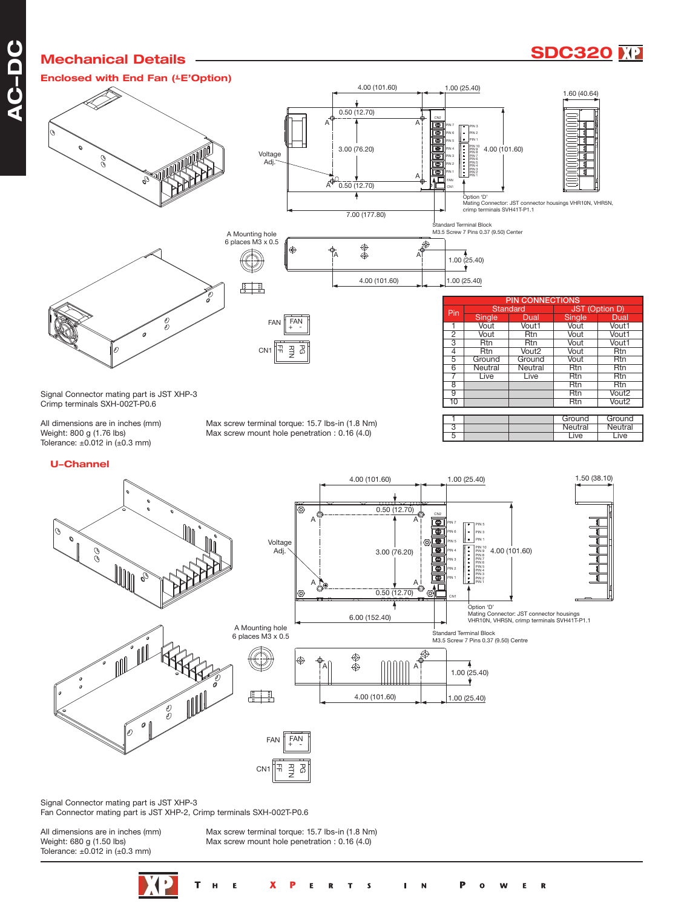# Mechanical Details

## Enclosed with End Fan (-E'Option)

Signal Connector mating part is JST XHP-3
Crimp terminals SXH-002T-P0.6

All dimensions are in inches (mm)
Weight: 800 g (1.76 lbs)
Tolerance: ±0.012 in (±0.3 mm)

Max screw terminal torque: 15.7 lbs-in (1.8 Nm)
Max screw mount hole penetration : 0.16 (4.0)

| Pin | Standard | | JST (Option D) | |
|---|---|---|---|---|
| | Single | Dual | Single | Dual |
| 1 | Vout | Vout1 | Vout | Vout1 |
| 2 | Vout | Rtn | Vout | Vout1 |
| 3 | Rtn | Rtn | Vout | Vout1 |
| 4 | Rtn | Vout2 | Vout | Rtn |
| 5 | Ground | Ground | Vout | Rtn |
| 6 | Neutral | Neutral | Rtn | Rtn |
| 7 | Live | Live | Rtn | Rtn |
| 8 | | | Rtn | Rtn |
| 9 | | | Rtn | Vout2 |
| 10 | | | Rtn | Vout2 |
| 1 | | | Ground | Ground |
| 3 | | | Neutral | Neutral |
| 5 | | | Live | Live |

## U-Channel

Signal Connector mating part is JST XHP-3
Fan Connector mating part is JST XHP-2, Crimp terminals SXH-002T-P0.6

All dimensions are in inches (mm)
Weight: 680 g (1.50 lbs)
Tolerance: ±0.012 in (±0.3 mm)

Max screw terminal torque: 15.7 lbs-in (1.8 Nm)
Max screw mount hole penetration : 0.16 (4.0)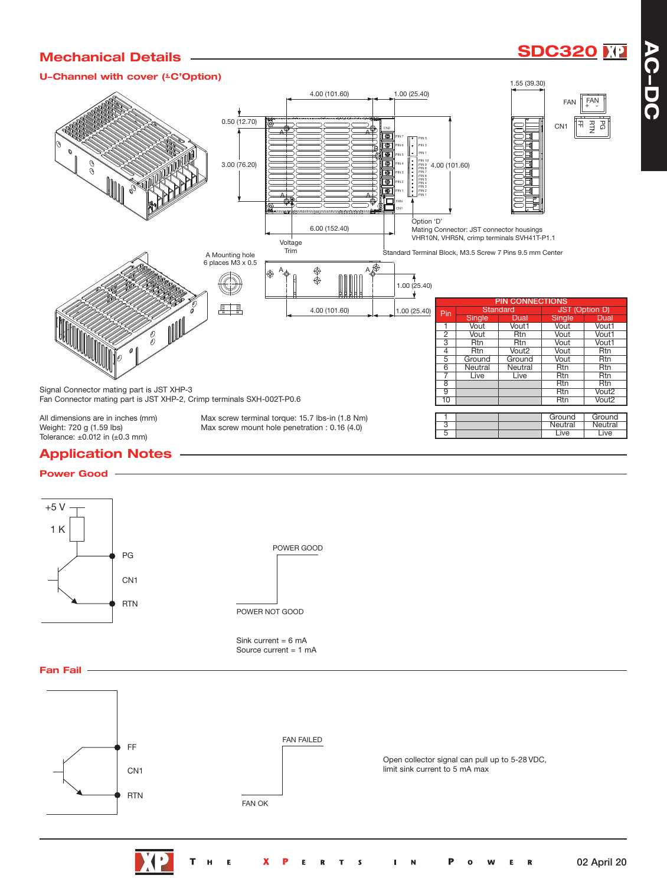## Mechanical Details

### U-Channel with cover ('C'Option)

4.00 (101.60)
1.00 (25.40)
1.55 (39.30)
0.50 (12.70)
3.00 (76.20)
4.00 (101.60)
6.00 (152.40)
FAN
CN1
Voltage Trim
Option 'D'
Mating Connector: JST connector housings VHR10N, VHR5N, crimp terminals SVH41T-P1.1
Standard Terminal Block, M3.5 Screw 7 Pins 9.5 mm Center
A Mounting hole 6 places M3 x 0.5
1.00 (25.40)
4.00 (101.60)
1.00 (25.40)

| Pin | Standard | | JST (Option D) | |
|---|---|---|---|---|
| | Single | Dual | Single | Dual |
| 1 | Vout | Vout1 | Vout | Vout1 |
| 2 | Vout | Rtn | Vout | Vout1 |
| 3 | Rtn | Rtn | Vout | Vout1 |
| 4 | Rtn | Vout2 | Vout | Rtn |
| 5 | Ground | Ground | Vout | Rtn |
| 6 | Neutral | Neutral | Rtn | Rtn |
| 7 | Live | Live | Rtn | Rtn |
| 8 | | | Rtn | Rtn |
| 9 | | | Rtn | Vout2 |
| 10 | | | Rtn | Vout2 |
| 1 | | | Ground | Ground |
| 3 | | | Neutral | Neutral |
| 5 | | | Live | Live |

Signal Connector mating part is JST XHP-3
Fan Connector mating part is JST XHP-2, Crimp terminals SXH-002T-P0.6

All dimensions are in inches (mm)
Weight: 720 g (1.59 lbs)
Tolerance: ±0.012 in (±0.3 mm)

Max screw terminal torque: 15.7 lbs-in (1.8 Nm)
Max screw mount hole penetration : 0.16 (4.0)

## Application Notes

### Power Good

+5 V
1 K
PG
CN1
RTN
POWER GOOD
POWER NOT GOOD

Sink current = 6 mA
Source current = 1 mA

### Fan Fail

FF
CN1
RTN
FAN FAILED
FAN OK

Open collector signal can pull up to 5-28 VDC, limit sink current to 5 mA max